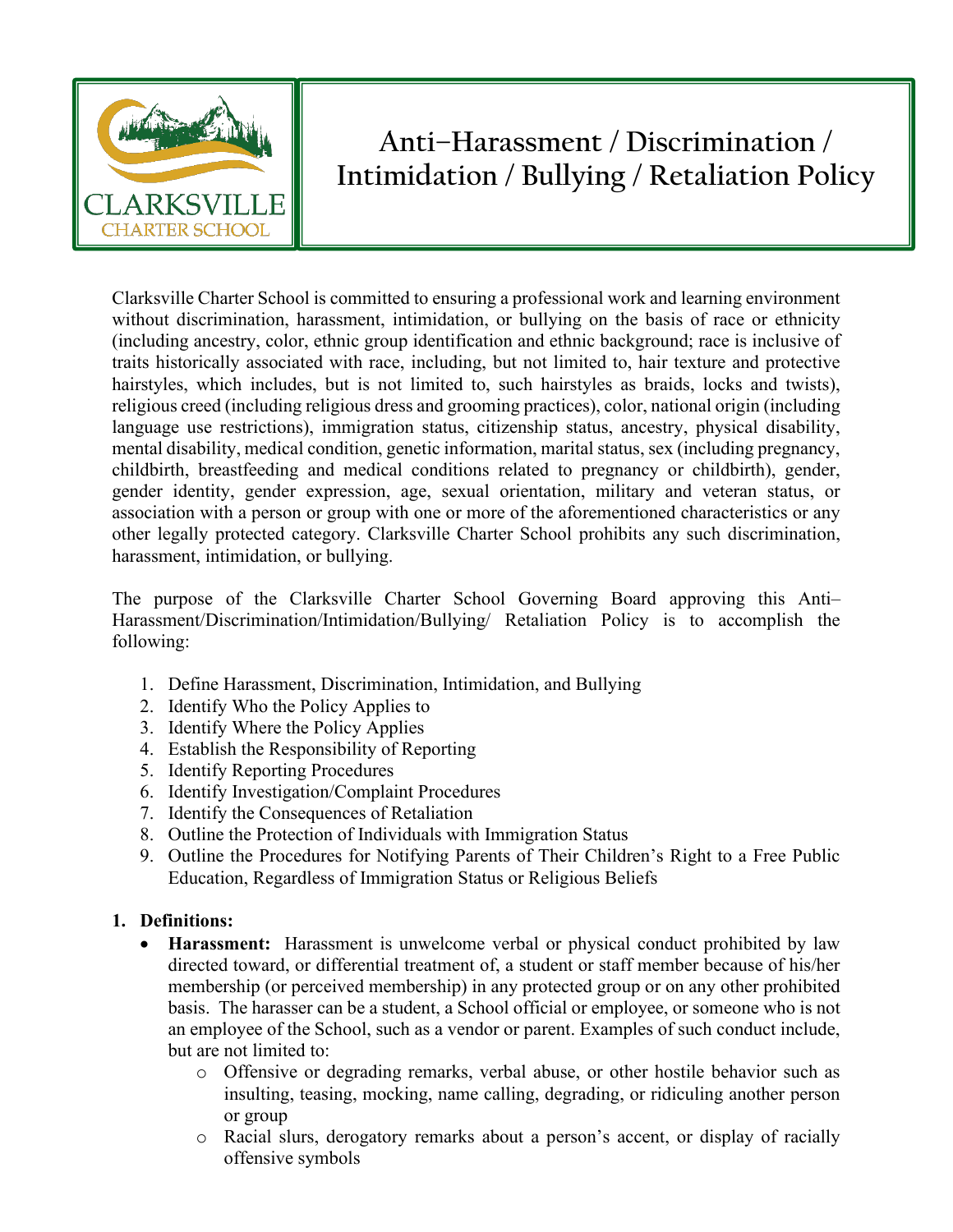# Anti–Harassment / Discrimination / Intimidation / Bullying / Retaliation Policy

Clarksville Charter School is committed to ensuring a professional work and learning environment without discrimination, harassment, intimidation, or bullying on the basis of race or ethnicity (including ancestry, color, ethnic group identification and ethnic background; race is inclusive of traits historically associated with race, including, but not limited to, hair texture and protective hairstyles, which includes, but is not limited to, such hairstyles as braids, locks and twists), religious creed (including religious dress and grooming practices), color, national origin (including language use restrictions), immigration status, citizenship status, ancestry, physical disability, mental disability, medical condition, genetic information, marital status, sex (including pregnancy, childbirth, breastfeeding and medical conditions related to pregnancy or childbirth), gender, gender identity, gender expression, age, sexual orientation, military and veteran status, or association with a person or group with one or more of the aforementioned characteristics or any other legally protected category. Clarksville Charter School prohibits any such discrimination, harassment, intimidation, or bullying.

The purpose of the Clarksville Charter School Governing Board approving this Anti–Harassment/Discrimination/Intimidation/Bullying/ Retaliation Policy is to accomplish the following:

1. Define Harassment, Discrimination, Intimidation, and Bullying
2. Identify Who the Policy Applies to
3. Identify Where the Policy Applies
4. Establish the Responsibility of Reporting
5. Identify Reporting Procedures
6. Identify Investigation/Complaint Procedures
7. Identify the Consequences of Retaliation
8. Outline the Protection of Individuals with Immigration Status
9. Outline the Procedures for Notifying Parents of Their Children's Right to a Free Public Education, Regardless of Immigration Status or Religious Beliefs

**1. Definitions:**

- **Harassment:** Harassment is unwelcome verbal or physical conduct prohibited by law directed toward, or differential treatment of, a student or staff member because of his/her membership (or perceived membership) in any protected group or on any other prohibited basis. The harasser can be a student, a School official or employee, or someone who is not an employee of the School, such as a vendor or parent. Examples of such conduct include, but are not limited to:
  - Offensive or degrading remarks, verbal abuse, or other hostile behavior such as insulting, teasing, mocking, name calling, degrading, or ridiculing another person or group
  - Racial slurs, derogatory remarks about a person's accent, or display of racially offensive symbols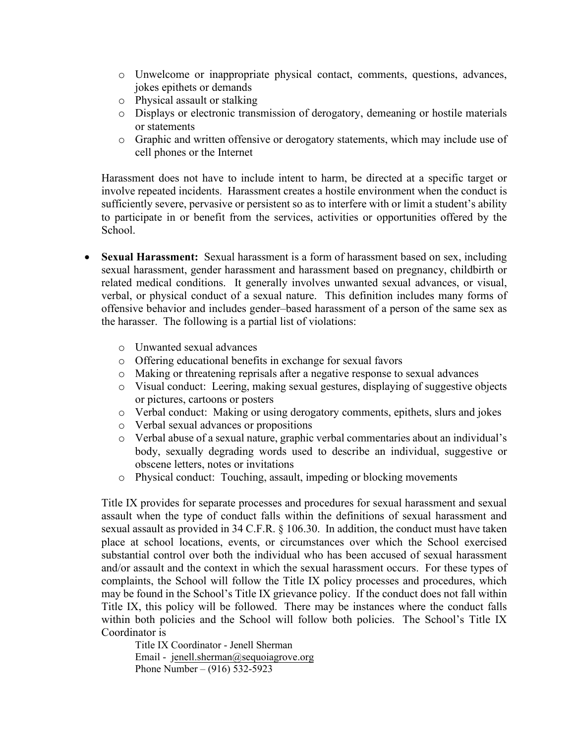- Unwelcome or inappropriate physical contact, comments, questions, advances, jokes epithets or demands
- Physical assault or stalking
- Displays or electronic transmission of derogatory, demeaning or hostile materials or statements
- Graphic and written offensive or derogatory statements, which may include use of cell phones or the Internet

Harassment does not have to include intent to harm, be directed at a specific target or involve repeated incidents. Harassment creates a hostile environment when the conduct is sufficiently severe, pervasive or persistent so as to interfere with or limit a student's ability to participate in or benefit from the services, activities or opportunities offered by the School.

- **Sexual Harassment:** Sexual harassment is a form of harassment based on sex, including sexual harassment, gender harassment and harassment based on pregnancy, childbirth or related medical conditions. It generally involves unwanted sexual advances, or visual, verbal, or physical conduct of a sexual nature. This definition includes many forms of offensive behavior and includes gender–based harassment of a person of the same sex as the harasser. The following is a partial list of violations:
  - Unwanted sexual advances
  - Offering educational benefits in exchange for sexual favors
  - Making or threatening reprisals after a negative response to sexual advances
  - Visual conduct: Leering, making sexual gestures, displaying of suggestive objects or pictures, cartoons or posters
  - Verbal conduct: Making or using derogatory comments, epithets, slurs and jokes
  - Verbal sexual advances or propositions
  - Verbal abuse of a sexual nature, graphic verbal commentaries about an individual's body, sexually degrading words used to describe an individual, suggestive or obscene letters, notes or invitations
  - Physical conduct: Touching, assault, impeding or blocking movements

Title IX provides for separate processes and procedures for sexual harassment and sexual assault when the type of conduct falls within the definitions of sexual harassment and sexual assault as provided in 34 C.F.R. § 106.30. In addition, the conduct must have taken place at school locations, events, or circumstances over which the School exercised substantial control over both the individual who has been accused of sexual harassment and/or assault and the context in which the sexual harassment occurs. For these types of complaints, the School will follow the Title IX policy processes and procedures, which may be found in the School's Title IX grievance policy. If the conduct does not fall within Title IX, this policy will be followed. There may be instances where the conduct falls within both policies and the School will follow both policies. The School's Title IX Coordinator is

Title IX Coordinator - Jenell Sherman
Email - jenell.sherman@sequoiagrove.org
Phone Number – (916) 532-5923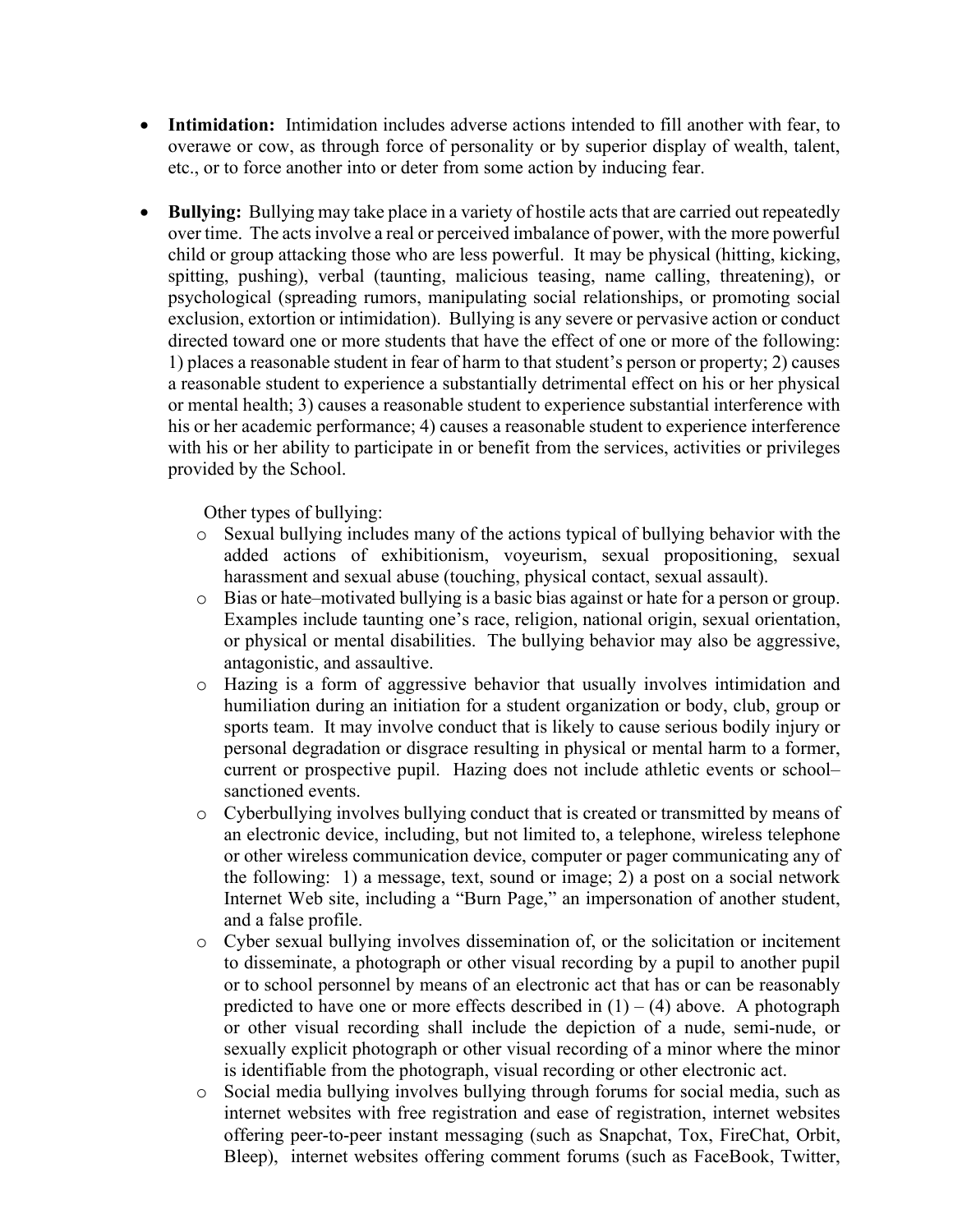- **Intimidation:** Intimidation includes adverse actions intended to fill another with fear, to overawe or cow, as through force of personality or by superior display of wealth, talent, etc., or to force another into or deter from some action by inducing fear.

- **Bullying:** Bullying may take place in a variety of hostile acts that are carried out repeatedly over time. The acts involve a real or perceived imbalance of power, with the more powerful child or group attacking those who are less powerful. It may be physical (hitting, kicking, spitting, pushing), verbal (taunting, malicious teasing, name calling, threatening), or psychological (spreading rumors, manipulating social relationships, or promoting social exclusion, extortion or intimidation). Bullying is any severe or pervasive action or conduct directed toward one or more students that have the effect of one or more of the following: 1) places a reasonable student in fear of harm to that student's person or property; 2) causes a reasonable student to experience a substantially detrimental effect on his or her physical or mental health; 3) causes a reasonable student to experience substantial interference with his or her academic performance; 4) causes a reasonable student to experience interference with his or her ability to participate in or benefit from the services, activities or privileges provided by the School.

  Other types of bullying:

  - Sexual bullying includes many of the actions typical of bullying behavior with the added actions of exhibitionism, voyeurism, sexual propositioning, sexual harassment and sexual abuse (touching, physical contact, sexual assault).
  - Bias or hate–motivated bullying is a basic bias against or hate for a person or group. Examples include taunting one's race, religion, national origin, sexual orientation, or physical or mental disabilities. The bullying behavior may also be aggressive, antagonistic, and assaultive.
  - Hazing is a form of aggressive behavior that usually involves intimidation and humiliation during an initiation for a student organization or body, club, group or sports team. It may involve conduct that is likely to cause serious bodily injury or personal degradation or disgrace resulting in physical or mental harm to a former, current or prospective pupil. Hazing does not include athletic events or school–sanctioned events.
  - Cyberbullying involves bullying conduct that is created or transmitted by means of an electronic device, including, but not limited to, a telephone, wireless telephone or other wireless communication device, computer or pager communicating any of the following: 1) a message, text, sound or image; 2) a post on a social network Internet Web site, including a "Burn Page," an impersonation of another student, and a false profile.
  - Cyber sexual bullying involves dissemination of, or the solicitation or incitement to disseminate, a photograph or other visual recording by a pupil to another pupil or to school personnel by means of an electronic act that has or can be reasonably predicted to have one or more effects described in (1) – (4) above. A photograph or other visual recording shall include the depiction of a nude, semi-nude, or sexually explicit photograph or other visual recording of a minor where the minor is identifiable from the photograph, visual recording or other electronic act.
  - Social media bullying involves bullying through forums for social media, such as internet websites with free registration and ease of registration, internet websites offering peer-to-peer instant messaging (such as Snapchat, Tox, FireChat, Orbit, Bleep), internet websites offering comment forums (such as FaceBook, Twitter,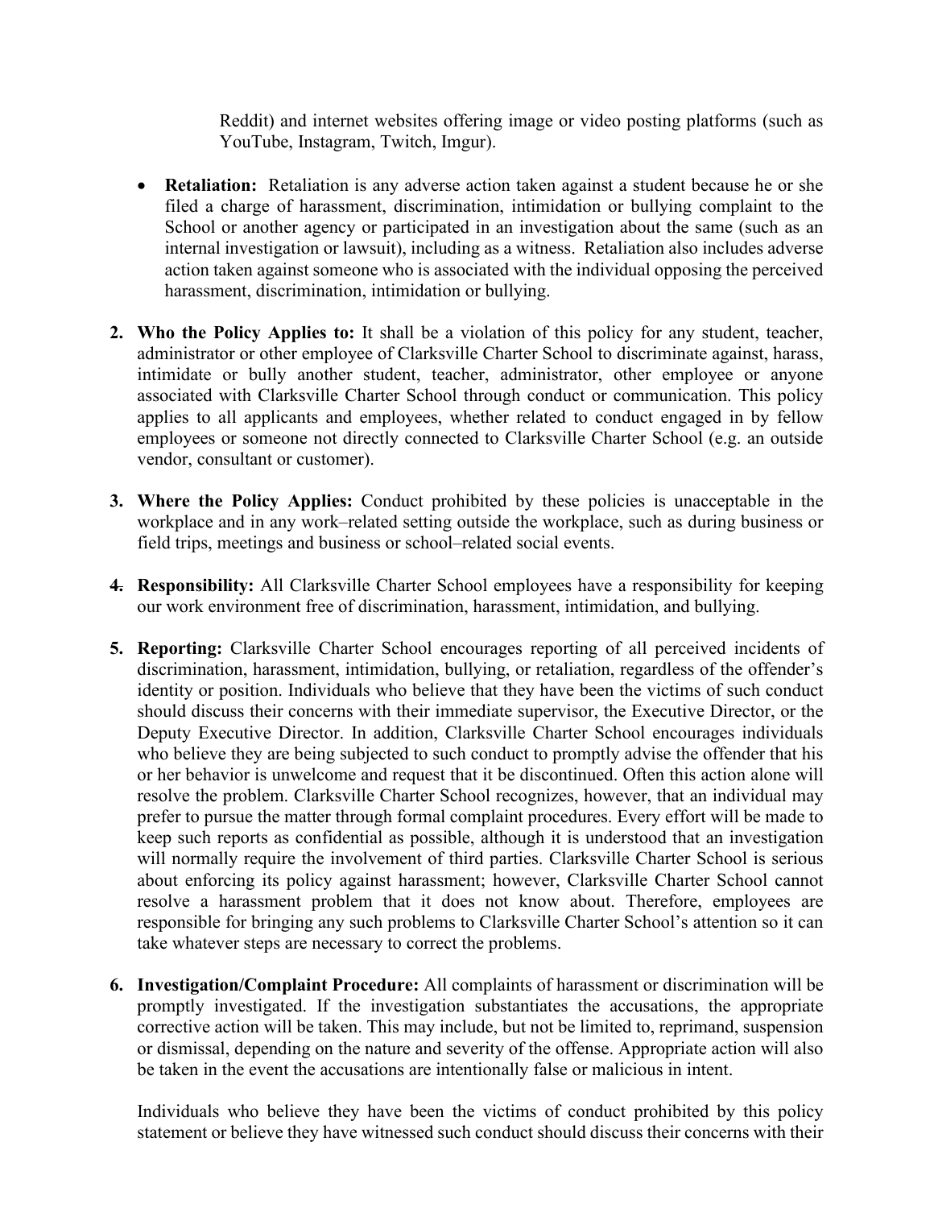Reddit) and internet websites offering image or video posting platforms (such as YouTube, Instagram, Twitch, Imgur).

- **Retaliation:** Retaliation is any adverse action taken against a student because he or she filed a charge of harassment, discrimination, intimidation or bullying complaint to the School or another agency or participated in an investigation about the same (such as an internal investigation or lawsuit), including as a witness. Retaliation also includes adverse action taken against someone who is associated with the individual opposing the perceived harassment, discrimination, intimidation or bullying.

2. **Who the Policy Applies to:** It shall be a violation of this policy for any student, teacher, administrator or other employee of Clarksville Charter School to discriminate against, harass, intimidate or bully another student, teacher, administrator, other employee or anyone associated with Clarksville Charter School through conduct or communication. This policy applies to all applicants and employees, whether related to conduct engaged in by fellow employees or someone not directly connected to Clarksville Charter School (e.g. an outside vendor, consultant or customer).

3. **Where the Policy Applies:** Conduct prohibited by these policies is unacceptable in the workplace and in any work–related setting outside the workplace, such as during business or field trips, meetings and business or school–related social events.

4. **Responsibility:** All Clarksville Charter School employees have a responsibility for keeping our work environment free of discrimination, harassment, intimidation, and bullying.

5. **Reporting:** Clarksville Charter School encourages reporting of all perceived incidents of discrimination, harassment, intimidation, bullying, or retaliation, regardless of the offender's identity or position. Individuals who believe that they have been the victims of such conduct should discuss their concerns with their immediate supervisor, the Executive Director, or the Deputy Executive Director. In addition, Clarksville Charter School encourages individuals who believe they are being subjected to such conduct to promptly advise the offender that his or her behavior is unwelcome and request that it be discontinued. Often this action alone will resolve the problem. Clarksville Charter School recognizes, however, that an individual may prefer to pursue the matter through formal complaint procedures. Every effort will be made to keep such reports as confidential as possible, although it is understood that an investigation will normally require the involvement of third parties. Clarksville Charter School is serious about enforcing its policy against harassment; however, Clarksville Charter School cannot resolve a harassment problem that it does not know about. Therefore, employees are responsible for bringing any such problems to Clarksville Charter School's attention so it can take whatever steps are necessary to correct the problems.

6. **Investigation/Complaint Procedure:** All complaints of harassment or discrimination will be promptly investigated. If the investigation substantiates the accusations, the appropriate corrective action will be taken. This may include, but not be limited to, reprimand, suspension or dismissal, depending on the nature and severity of the offense. Appropriate action will also be taken in the event the accusations are intentionally false or malicious in intent.

   Individuals who believe they have been the victims of conduct prohibited by this policy statement or believe they have witnessed such conduct should discuss their concerns with their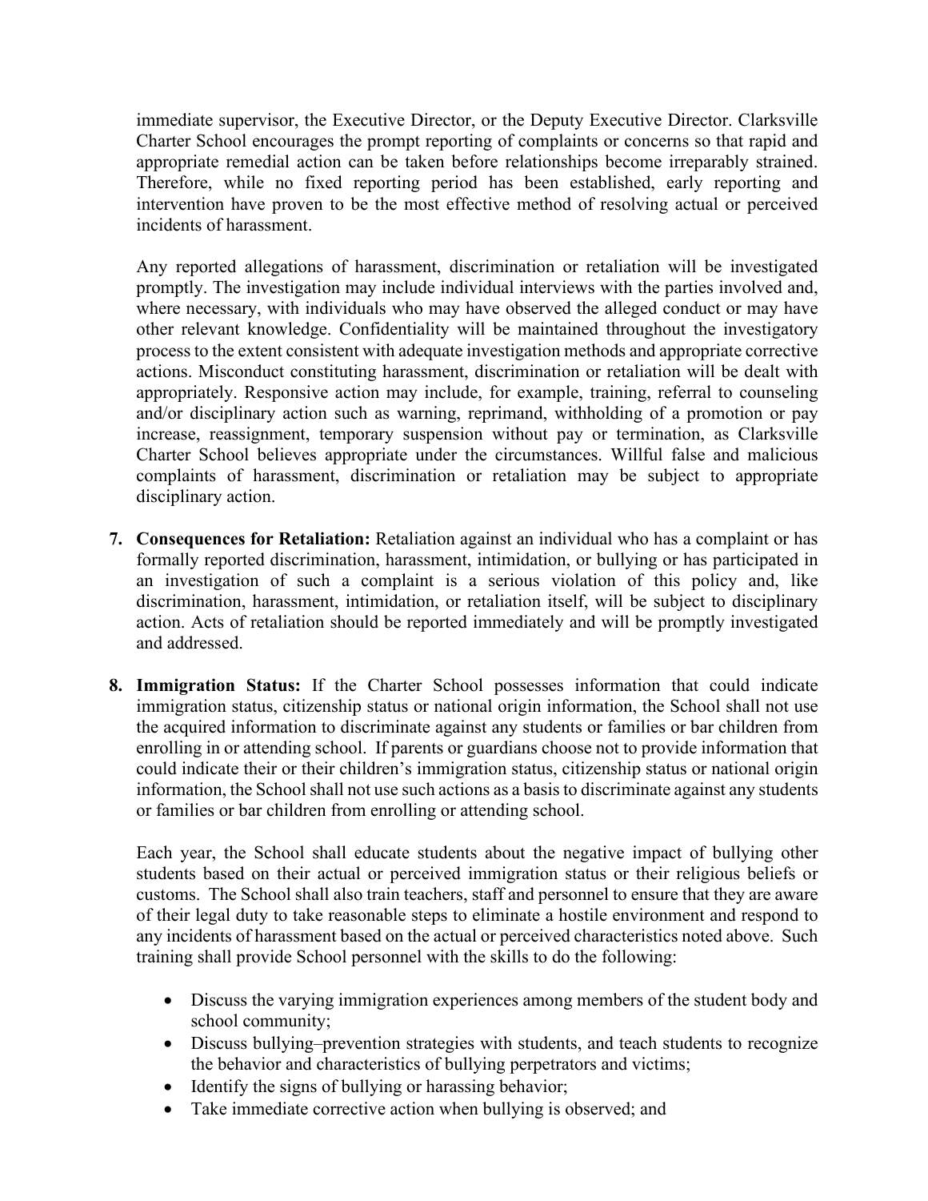immediate supervisor, the Executive Director, or the Deputy Executive Director. Clarksville Charter School encourages the prompt reporting of complaints or concerns so that rapid and appropriate remedial action can be taken before relationships become irreparably strained. Therefore, while no fixed reporting period has been established, early reporting and intervention have proven to be the most effective method of resolving actual or perceived incidents of harassment.

Any reported allegations of harassment, discrimination or retaliation will be investigated promptly. The investigation may include individual interviews with the parties involved and, where necessary, with individuals who may have observed the alleged conduct or may have other relevant knowledge. Confidentiality will be maintained throughout the investigatory process to the extent consistent with adequate investigation methods and appropriate corrective actions. Misconduct constituting harassment, discrimination or retaliation will be dealt with appropriately. Responsive action may include, for example, training, referral to counseling and/or disciplinary action such as warning, reprimand, withholding of a promotion or pay increase, reassignment, temporary suspension without pay or termination, as Clarksville Charter School believes appropriate under the circumstances. Willful false and malicious complaints of harassment, discrimination or retaliation may be subject to appropriate disciplinary action.

7. **Consequences for Retaliation:** Retaliation against an individual who has a complaint or has formally reported discrimination, harassment, intimidation, or bullying or has participated in an investigation of such a complaint is a serious violation of this policy and, like discrimination, harassment, intimidation, or retaliation itself, will be subject to disciplinary action. Acts of retaliation should be reported immediately and will be promptly investigated and addressed.

8. **Immigration Status:** If the Charter School possesses information that could indicate immigration status, citizenship status or national origin information, the School shall not use the acquired information to discriminate against any students or families or bar children from enrolling in or attending school. If parents or guardians choose not to provide information that could indicate their or their children's immigration status, citizenship status or national origin information, the School shall not use such actions as a basis to discriminate against any students or families or bar children from enrolling or attending school.

   Each year, the School shall educate students about the negative impact of bullying other students based on their actual or perceived immigration status or their religious beliefs or customs. The School shall also train teachers, staff and personnel to ensure that they are aware of their legal duty to take reasonable steps to eliminate a hostile environment and respond to any incidents of harassment based on the actual or perceived characteristics noted above. Such training shall provide School personnel with the skills to do the following:

   - Discuss the varying immigration experiences among members of the student body and school community;
   - Discuss bullying–prevention strategies with students, and teach students to recognize the behavior and characteristics of bullying perpetrators and victims;
   - Identify the signs of bullying or harassing behavior;
   - Take immediate corrective action when bullying is observed; and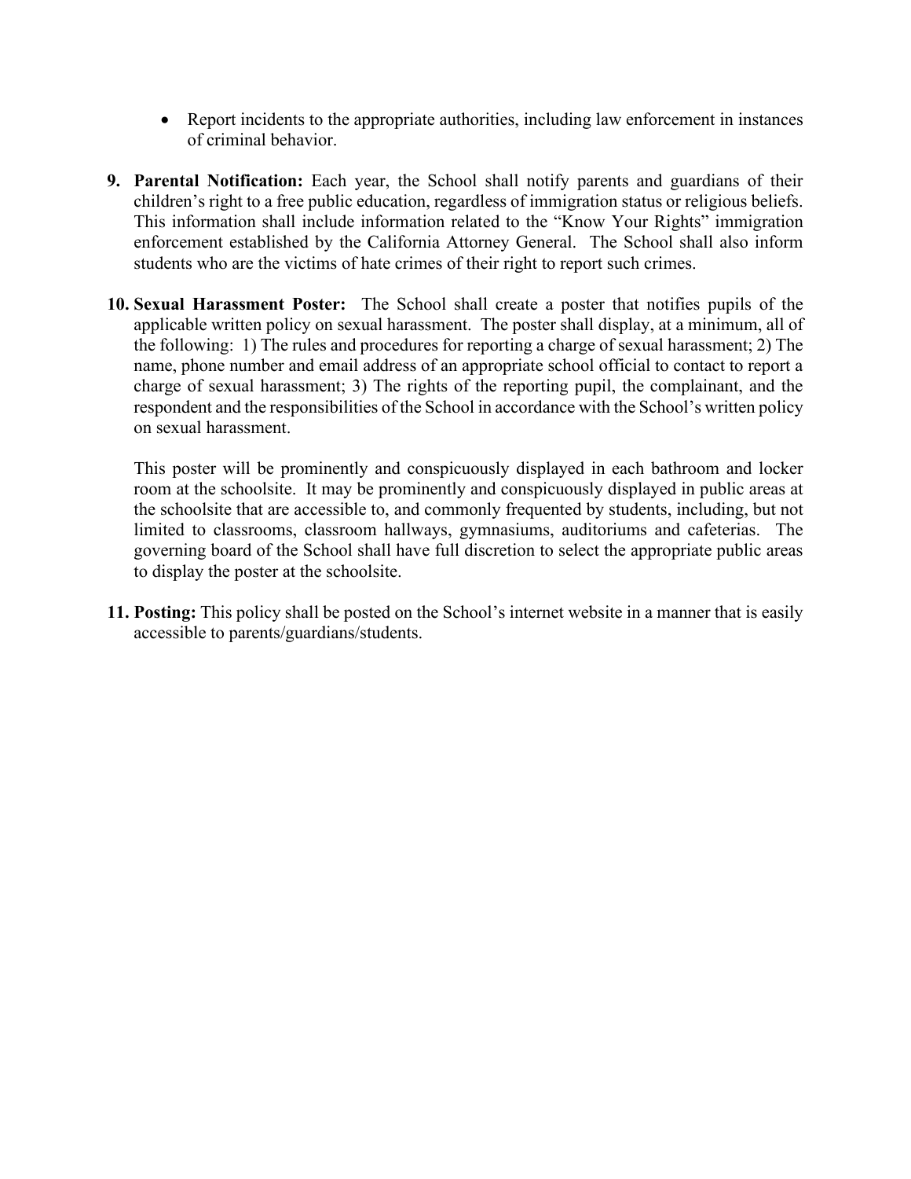- Report incidents to the appropriate authorities, including law enforcement in instances of criminal behavior.

9. **Parental Notification:** Each year, the School shall notify parents and guardians of their children's right to a free public education, regardless of immigration status or religious beliefs. This information shall include information related to the "Know Your Rights" immigration enforcement established by the California Attorney General. The School shall also inform students who are the victims of hate crimes of their right to report such crimes.

10. **Sexual Harassment Poster:** The School shall create a poster that notifies pupils of the applicable written policy on sexual harassment. The poster shall display, at a minimum, all of the following: 1) The rules and procedures for reporting a charge of sexual harassment; 2) The name, phone number and email address of an appropriate school official to contact to report a charge of sexual harassment; 3) The rights of the reporting pupil, the complainant, and the respondent and the responsibilities of the School in accordance with the School's written policy on sexual harassment.

    This poster will be prominently and conspicuously displayed in each bathroom and locker room at the schoolsite. It may be prominently and conspicuously displayed in public areas at the schoolsite that are accessible to, and commonly frequented by students, including, but not limited to classrooms, classroom hallways, gymnasiums, auditoriums and cafeterias. The governing board of the School shall have full discretion to select the appropriate public areas to display the poster at the schoolsite.

11. **Posting:** This policy shall be posted on the School's internet website in a manner that is easily accessible to parents/guardians/students.